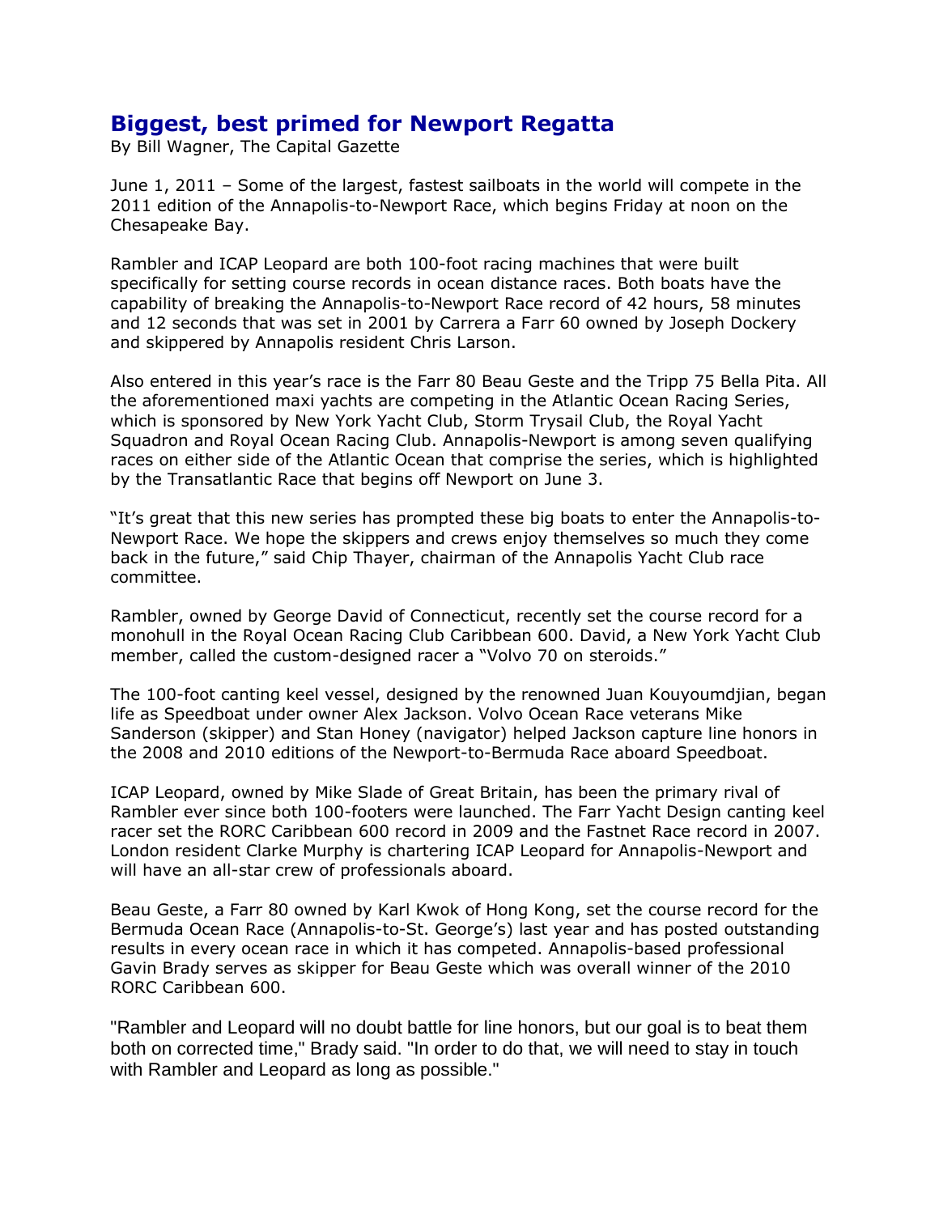# Biggest, best primed for Newport Regatta

By Bill Wagner, The Capital Gazette

June 1, 2011 – Some of the largest, fastest sailboats in the world will compete in the 2011 edition of the Annapolis-to-Newport Race, which begins Friday at noon on the Chesapeake Bay.

Rambler and ICAP Leopard are both 100-foot racing machines that were built specifically for setting course records in ocean distance races. Both boats have the capability of breaking the Annapolis-to-Newport Race record of 42 hours, 58 minutes and 12 seconds that was set in 2001 by Carrera a Farr 60 owned by Joseph Dockery and skippered by Annapolis resident Chris Larson.

Also entered in this year's race is the Farr 80 Beau Geste and the Tripp 75 Bella Pita. All the aforementioned maxi yachts are competing in the Atlantic Ocean Racing Series, which is sponsored by New York Yacht Club, Storm Trysail Club, the Royal Yacht Squadron and Royal Ocean Racing Club. Annapolis-Newport is among seven qualifying races on either side of the Atlantic Ocean that comprise the series, which is highlighted by the Transatlantic Race that begins off Newport on June 3.

"It's great that this new series has prompted these big boats to enter the Annapolis-to-Newport Race. We hope the skippers and crews enjoy themselves so much they come back in the future," said Chip Thayer, chairman of the Annapolis Yacht Club race committee.

Rambler, owned by George David of Connecticut, recently set the course record for a monohull in the Royal Ocean Racing Club Caribbean 600. David, a New York Yacht Club member, called the custom-designed racer a "Volvo 70 on steroids."

The 100-foot canting keel vessel, designed by the renowned Juan Kouyoumdjian, began life as Speedboat under owner Alex Jackson. Volvo Ocean Race veterans Mike Sanderson (skipper) and Stan Honey (navigator) helped Jackson capture line honors in the 2008 and 2010 editions of the Newport-to-Bermuda Race aboard Speedboat.

ICAP Leopard, owned by Mike Slade of Great Britain, has been the primary rival of Rambler ever since both 100-footers were launched. The Farr Yacht Design canting keel racer set the RORC Caribbean 600 record in 2009 and the Fastnet Race record in 2007. London resident Clarke Murphy is chartering ICAP Leopard for Annapolis-Newport and will have an all-star crew of professionals aboard.

Beau Geste, a Farr 80 owned by Karl Kwok of Hong Kong, set the course record for the Bermuda Ocean Race (Annapolis-to-St. George's) last year and has posted outstanding results in every ocean race in which it has competed. Annapolis-based professional Gavin Brady serves as skipper for Beau Geste which was overall winner of the 2010 RORC Caribbean 600.

"Rambler and Leopard will no doubt battle for line honors, but our goal is to beat them both on corrected time," Brady said. "In order to do that, we will need to stay in touch with Rambler and Leopard as long as possible."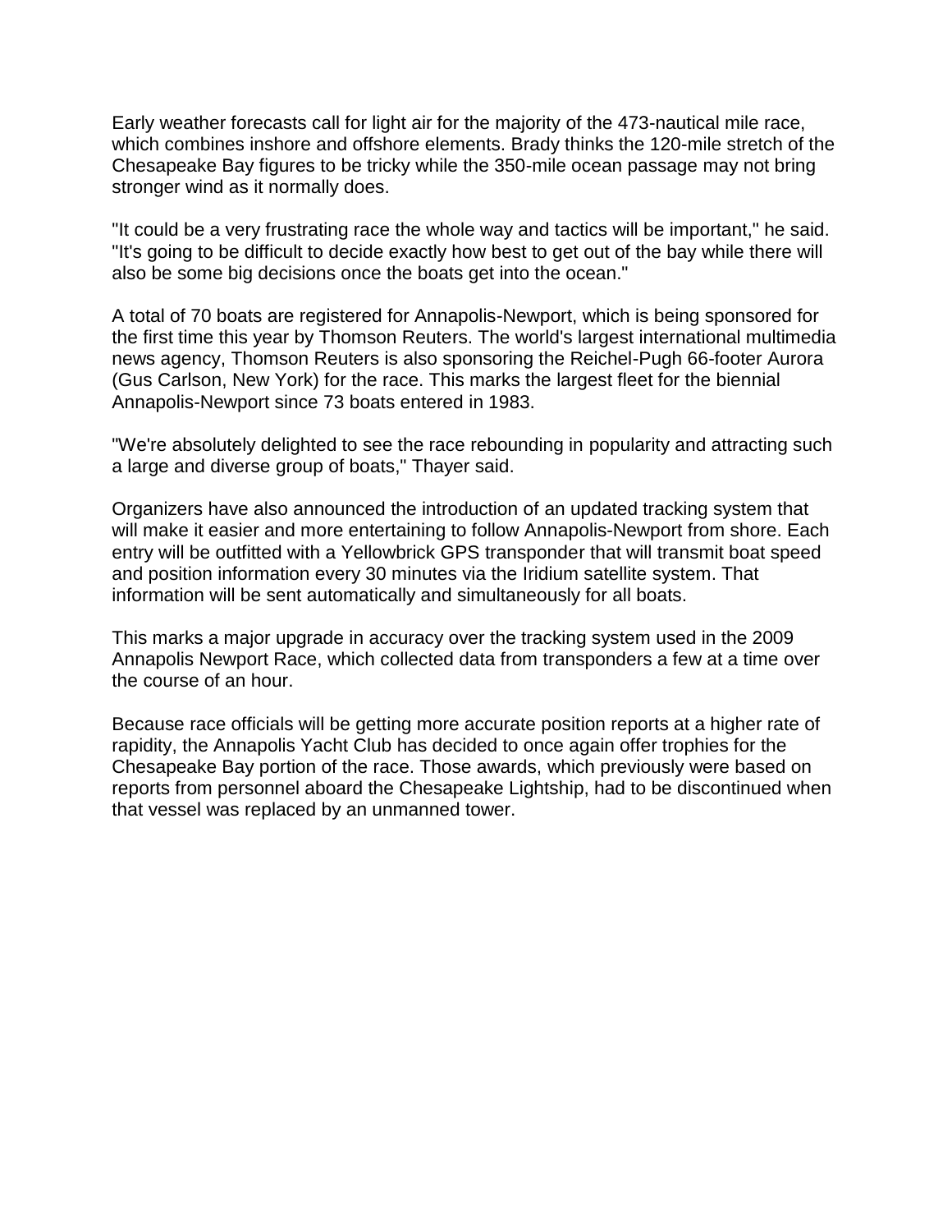Early weather forecasts call for light air for the majority of the 473-nautical mile race, which combines inshore and offshore elements. Brady thinks the 120-mile stretch of the Chesapeake Bay figures to be tricky while the 350-mile ocean passage may not bring stronger wind as it normally does.

"It could be a very frustrating race the whole way and tactics will be important," he said. "It's going to be difficult to decide exactly how best to get out of the bay while there will also be some big decisions once the boats get into the ocean."

A total of 70 boats are registered for Annapolis-Newport, which is being sponsored for the first time this year by Thomson Reuters. The world's largest international multimedia news agency, Thomson Reuters is also sponsoring the Reichel-Pugh 66-footer Aurora (Gus Carlson, New York) for the race. This marks the largest fleet for the biennial Annapolis-Newport since 73 boats entered in 1983.

"We're absolutely delighted to see the race rebounding in popularity and attracting such a large and diverse group of boats," Thayer said.

Organizers have also announced the introduction of an updated tracking system that will make it easier and more entertaining to follow Annapolis-Newport from shore. Each entry will be outfitted with a Yellowbrick GPS transponder that will transmit boat speed and position information every 30 minutes via the Iridium satellite system. That information will be sent automatically and simultaneously for all boats.

This marks a major upgrade in accuracy over the tracking system used in the 2009 Annapolis Newport Race, which collected data from transponders a few at a time over the course of an hour.

Because race officials will be getting more accurate position reports at a higher rate of rapidity, the Annapolis Yacht Club has decided to once again offer trophies for the Chesapeake Bay portion of the race. Those awards, which previously were based on reports from personnel aboard the Chesapeake Lightship, had to be discontinued when that vessel was replaced by an unmanned tower.